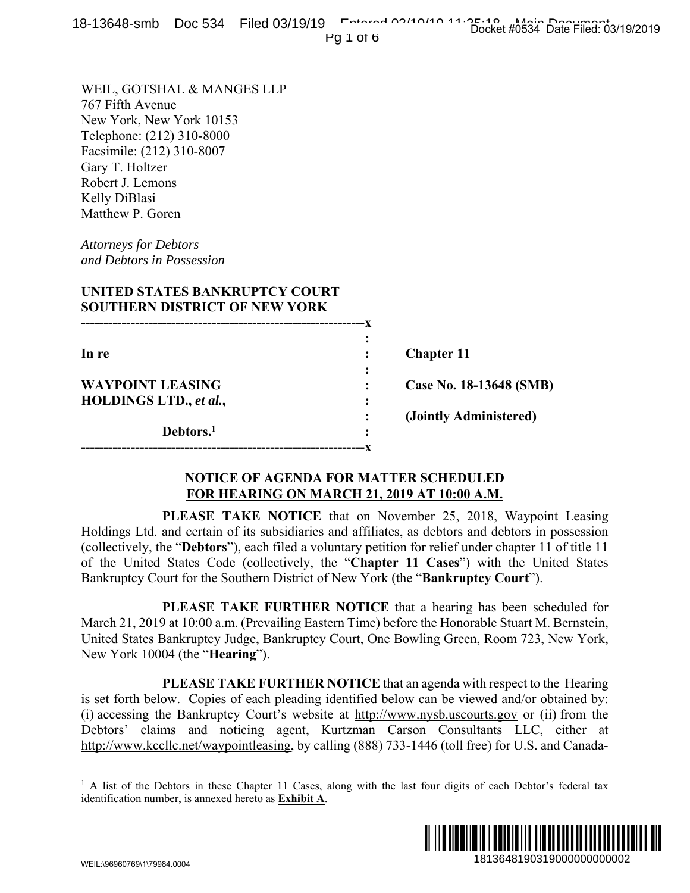WEIL, GOTSHAL & MANGES LLP
767 Fifth Avenue
New York, New York 10153
Telephone: (212) 310-8000
Facsimile: (212) 310-8007
Gary T. Holtzer
Robert J. Lemons
Kelly DiBlasi
Matthew P. Goren

*Attorneys for Debtors*
*and Debtors in Possession*

**UNITED STATES BANKRUPTCY COURT**
**SOUTHERN DISTRICT OF NEW YORK**

| | | |
|---|---|---|
| **In re** | : | **Chapter 11** |
| **WAYPOINT LEASING HOLDINGS LTD., *et al.*,** | : | **Case No. 18-13648 (SMB)** |
| | : | **(Jointly Administered)** |
| **Debtors.**[1] | : | |

## NOTICE OF AGENDA FOR MATTER SCHEDULED FOR HEARING ON MARCH 21, 2019 AT 10:00 A.M.

**PLEASE TAKE NOTICE** that on November 25, 2018, Waypoint Leasing Holdings Ltd. and certain of its subsidiaries and affiliates, as debtors and debtors in possession (collectively, the "**Debtors**"), each filed a voluntary petition for relief under chapter 11 of title 11 of the United States Code (collectively, the "**Chapter 11 Cases**") with the United States Bankruptcy Court for the Southern District of New York (the "**Bankruptcy Court**").

**PLEASE TAKE FURTHER NOTICE** that a hearing has been scheduled for March 21, 2019 at 10:00 a.m. (Prevailing Eastern Time) before the Honorable Stuart M. Bernstein, United States Bankruptcy Judge, Bankruptcy Court, One Bowling Green, Room 723, New York, New York 10004 (the "**Hearing**").

**PLEASE TAKE FURTHER NOTICE** that an agenda with respect to the Hearing is set forth below. Copies of each pleading identified below can be viewed and/or obtained by: (i) accessing the Bankruptcy Court's website at http://www.nysb.uscourts.gov or (ii) from the Debtors' claims and noticing agent, Kurtzman Carson Consultants LLC, either at http://www.kccllc.net/waypointleasing, by calling (888) 733-1446 (toll free) for U.S. and Canada-

[1] A list of the Debtors in these Chapter 11 Cases, along with the last four digits of each Debtor's federal tax identification number, is annexed hereto as **Exhibit A**.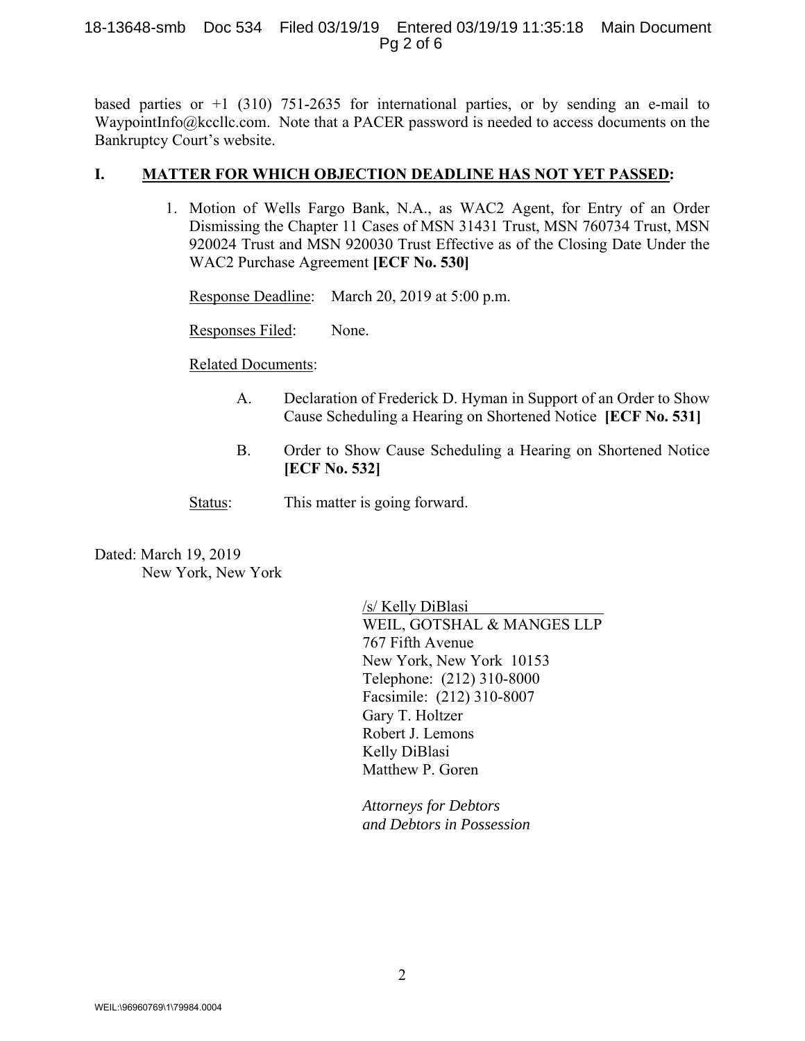based parties or +1 (310) 751-2635 for international parties, or by sending an e-mail to WaypointInfo@kccllc.com. Note that a PACER password is needed to access documents on the Bankruptcy Court's website.

## I. MATTER FOR WHICH OBJECTION DEADLINE HAS NOT YET PASSED:

1. Motion of Wells Fargo Bank, N.A., as WAC2 Agent, for Entry of an Order Dismissing the Chapter 11 Cases of MSN 31431 Trust, MSN 760734 Trust, MSN 920024 Trust and MSN 920030 Trust Effective as of the Closing Date Under the WAC2 Purchase Agreement **[ECF No. 530]**

   Response Deadline: March 20, 2019 at 5:00 p.m.

   Responses Filed: None.

   Related Documents:

   A. Declaration of Frederick D. Hyman in Support of an Order to Show Cause Scheduling a Hearing on Shortened Notice **[ECF No. 531]**

   B. Order to Show Cause Scheduling a Hearing on Shortened Notice **[ECF No. 532]**

   Status: This matter is going forward.

Dated: March 19, 2019
New York, New York

/s/ Kelly DiBlasi
WEIL, GOTSHAL & MANGES LLP
767 Fifth Avenue
New York, New York 10153
Telephone: (212) 310-8000
Facsimile: (212) 310-8007
Gary T. Holtzer
Robert J. Lemons
Kelly DiBlasi
Matthew P. Goren

*Attorneys for Debtors and Debtors in Possession*

WEIL:\96960769\1\79984.0004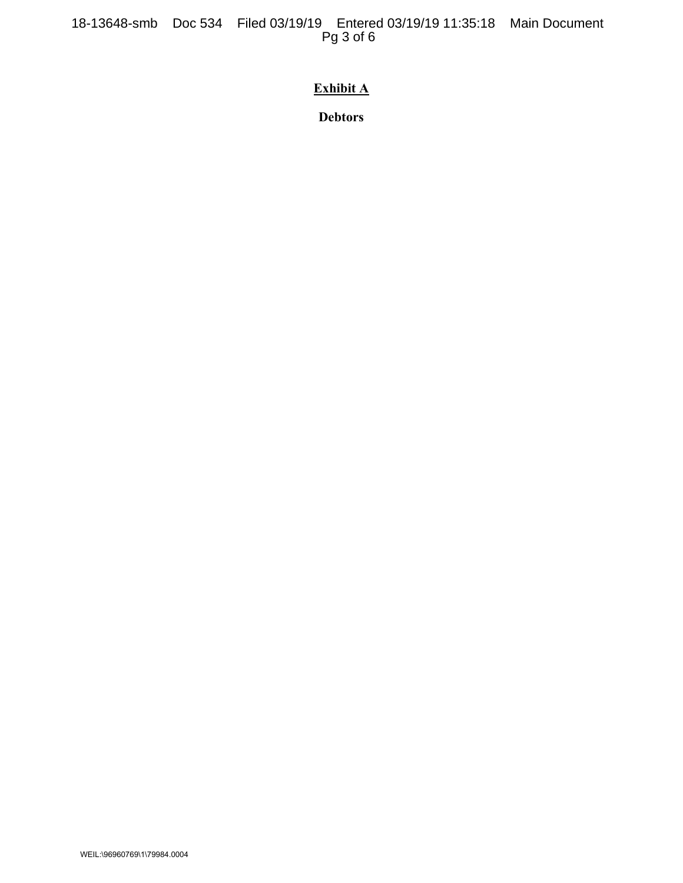# Exhibit A

## Debtors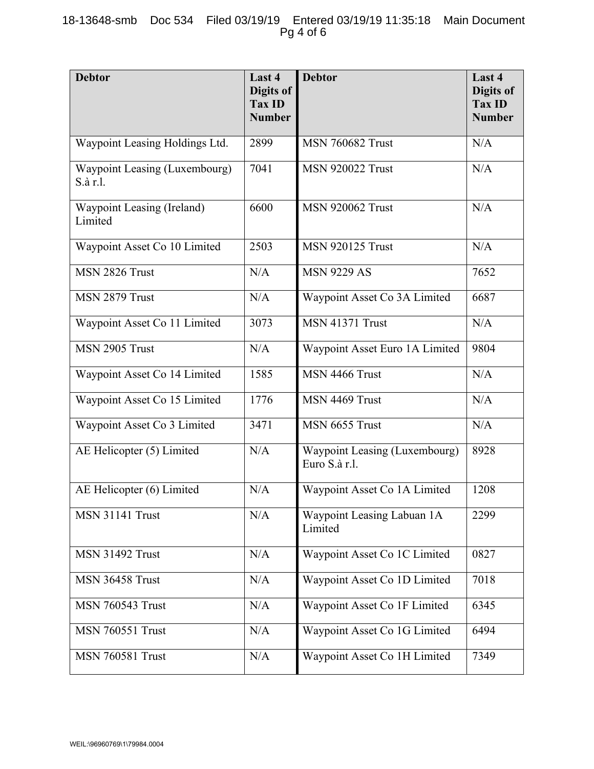| Debtor | Last 4 Digits of Tax ID Number | Debtor | Last 4 Digits of Tax ID Number |
|---|---|---|---|
| Waypoint Leasing Holdings Ltd. | 2899 | MSN 760682 Trust | N/A |
| Waypoint Leasing (Luxembourg) S.à r.l. | 7041 | MSN 920022 Trust | N/A |
| Waypoint Leasing (Ireland) Limited | 6600 | MSN 920062 Trust | N/A |
| Waypoint Asset Co 10 Limited | 2503 | MSN 920125 Trust | N/A |
| MSN 2826 Trust | N/A | MSN 9229 AS | 7652 |
| MSN 2879 Trust | N/A | Waypoint Asset Co 3A Limited | 6687 |
| Waypoint Asset Co 11 Limited | 3073 | MSN 41371 Trust | N/A |
| MSN 2905 Trust | N/A | Waypoint Asset Euro 1A Limited | 9804 |
| Waypoint Asset Co 14 Limited | 1585 | MSN 4466 Trust | N/A |
| Waypoint Asset Co 15 Limited | 1776 | MSN 4469 Trust | N/A |
| Waypoint Asset Co 3 Limited | 3471 | MSN 6655 Trust | N/A |
| AE Helicopter (5) Limited | N/A | Waypoint Leasing (Luxembourg) Euro S.à r.l. | 8928 |
| AE Helicopter (6) Limited | N/A | Waypoint Asset Co 1A Limited | 1208 |
| MSN 31141 Trust | N/A | Waypoint Leasing Labuan 1A Limited | 2299 |
| MSN 31492 Trust | N/A | Waypoint Asset Co 1C Limited | 0827 |
| MSN 36458 Trust | N/A | Waypoint Asset Co 1D Limited | 7018 |
| MSN 760543 Trust | N/A | Waypoint Asset Co 1F Limited | 6345 |
| MSN 760551 Trust | N/A | Waypoint Asset Co 1G Limited | 6494 |
| MSN 760581 Trust | N/A | Waypoint Asset Co 1H Limited | 7349 |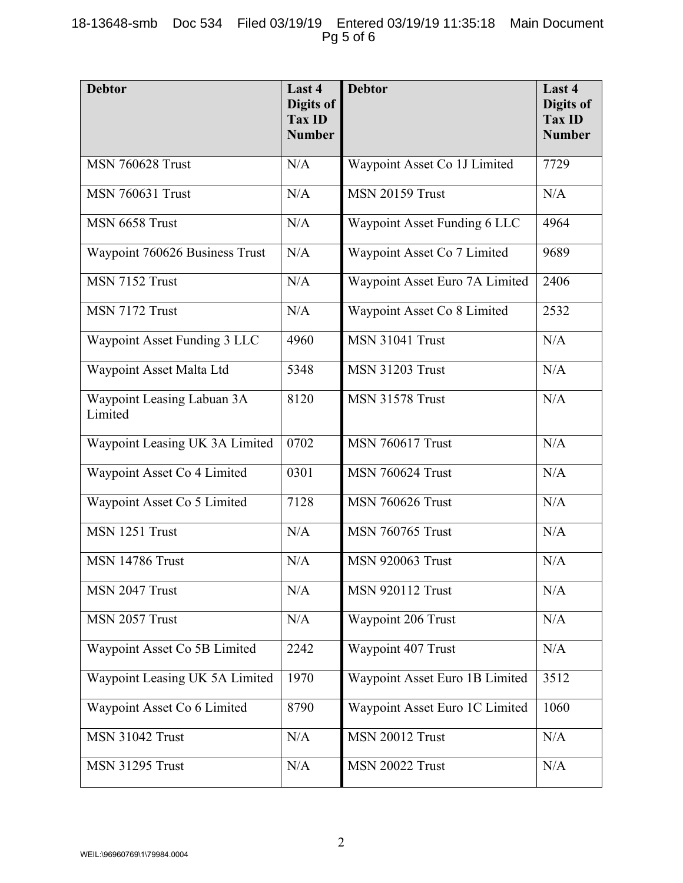| Debtor | Last 4 Digits of Tax ID Number | Debtor | Last 4 Digits of Tax ID Number |
|---|---|---|---|
| MSN 760628 Trust | N/A | Waypoint Asset Co 1J Limited | 7729 |
| MSN 760631 Trust | N/A | MSN 20159 Trust | N/A |
| MSN 6658 Trust | N/A | Waypoint Asset Funding 6 LLC | 4964 |
| Waypoint 760626 Business Trust | N/A | Waypoint Asset Co 7 Limited | 9689 |
| MSN 7152 Trust | N/A | Waypoint Asset Euro 7A Limited | 2406 |
| MSN 7172 Trust | N/A | Waypoint Asset Co 8 Limited | 2532 |
| Waypoint Asset Funding 3 LLC | 4960 | MSN 31041 Trust | N/A |
| Waypoint Asset Malta Ltd | 5348 | MSN 31203 Trust | N/A |
| Waypoint Leasing Labuan 3A Limited | 8120 | MSN 31578 Trust | N/A |
| Waypoint Leasing UK 3A Limited | 0702 | MSN 760617 Trust | N/A |
| Waypoint Asset Co 4 Limited | 0301 | MSN 760624 Trust | N/A |
| Waypoint Asset Co 5 Limited | 7128 | MSN 760626 Trust | N/A |
| MSN 1251 Trust | N/A | MSN 760765 Trust | N/A |
| MSN 14786 Trust | N/A | MSN 920063 Trust | N/A |
| MSN 2047 Trust | N/A | MSN 920112 Trust | N/A |
| MSN 2057 Trust | N/A | Waypoint 206 Trust | N/A |
| Waypoint Asset Co 5B Limited | 2242 | Waypoint 407 Trust | N/A |
| Waypoint Leasing UK 5A Limited | 1970 | Waypoint Asset Euro 1B Limited | 3512 |
| Waypoint Asset Co 6 Limited | 8790 | Waypoint Asset Euro 1C Limited | 1060 |
| MSN 31042 Trust | N/A | MSN 20012 Trust | N/A |
| MSN 31295 Trust | N/A | MSN 20022 Trust | N/A |

WEIL:\96960769\1\79984.0004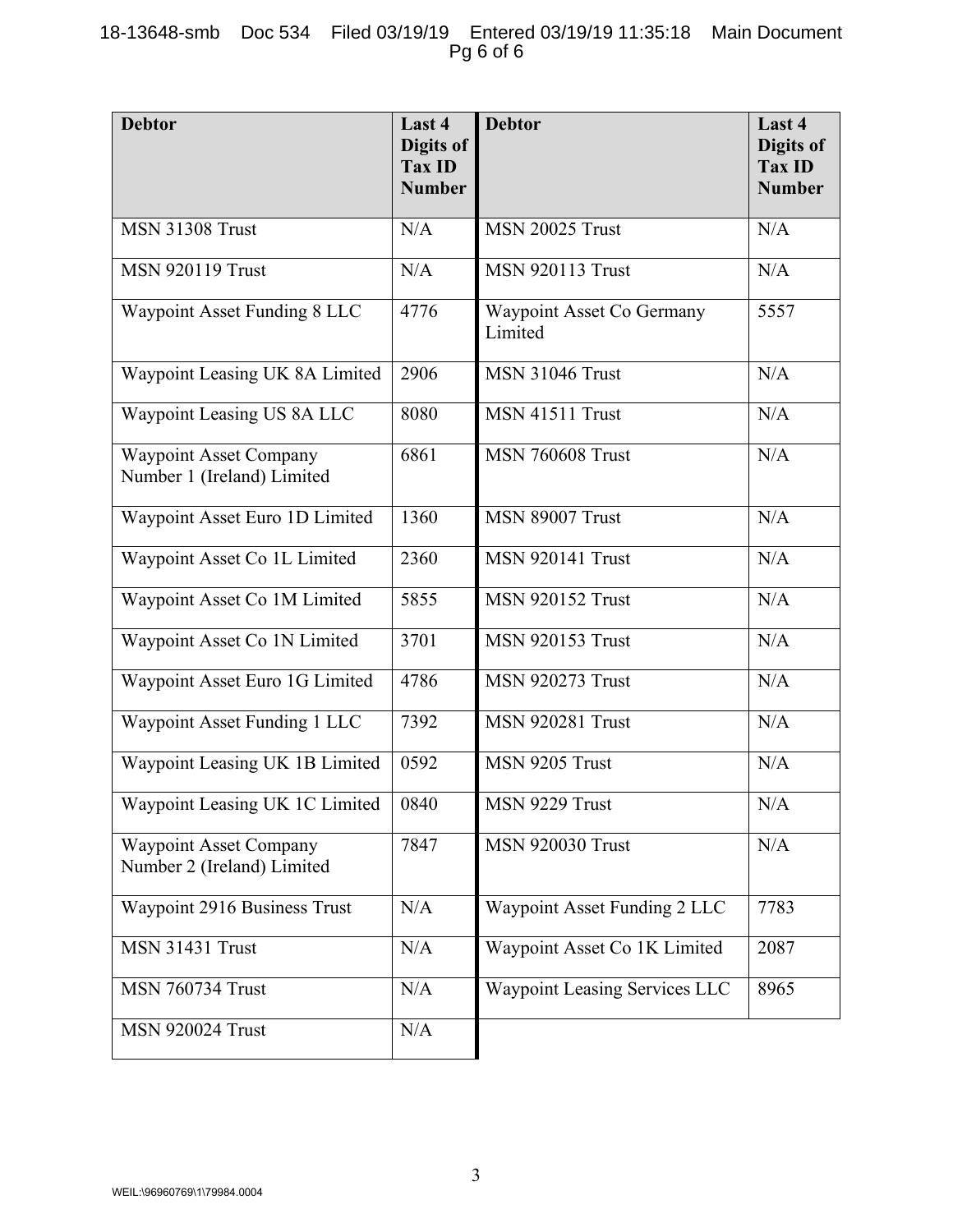| Debtor | Last 4 Digits of Tax ID Number | Debtor | Last 4 Digits of Tax ID Number |
|---|---|---|---|
| MSN 31308 Trust | N/A | MSN 20025 Trust | N/A |
| MSN 920119 Trust | N/A | MSN 920113 Trust | N/A |
| Waypoint Asset Funding 8 LLC | 4776 | Waypoint Asset Co Germany Limited | 5557 |
| Waypoint Leasing UK 8A Limited | 2906 | MSN 31046 Trust | N/A |
| Waypoint Leasing US 8A LLC | 8080 | MSN 41511 Trust | N/A |
| Waypoint Asset Company Number 1 (Ireland) Limited | 6861 | MSN 760608 Trust | N/A |
| Waypoint Asset Euro 1D Limited | 1360 | MSN 89007 Trust | N/A |
| Waypoint Asset Co 1L Limited | 2360 | MSN 920141 Trust | N/A |
| Waypoint Asset Co 1M Limited | 5855 | MSN 920152 Trust | N/A |
| Waypoint Asset Co 1N Limited | 3701 | MSN 920153 Trust | N/A |
| Waypoint Asset Euro 1G Limited | 4786 | MSN 920273 Trust | N/A |
| Waypoint Asset Funding 1 LLC | 7392 | MSN 920281 Trust | N/A |
| Waypoint Leasing UK 1B Limited | 0592 | MSN 9205 Trust | N/A |
| Waypoint Leasing UK 1C Limited | 0840 | MSN 9229 Trust | N/A |
| Waypoint Asset Company Number 2 (Ireland) Limited | 7847 | MSN 920030 Trust | N/A |
| Waypoint 2916 Business Trust | N/A | Waypoint Asset Funding 2 LLC | 7783 |
| MSN 31431 Trust | N/A | Waypoint Asset Co 1K Limited | 2087 |
| MSN 760734 Trust | N/A | Waypoint Leasing Services LLC | 8965 |
| MSN 920024 Trust | N/A | | |

WEIL:\96960769\1\79984.0004